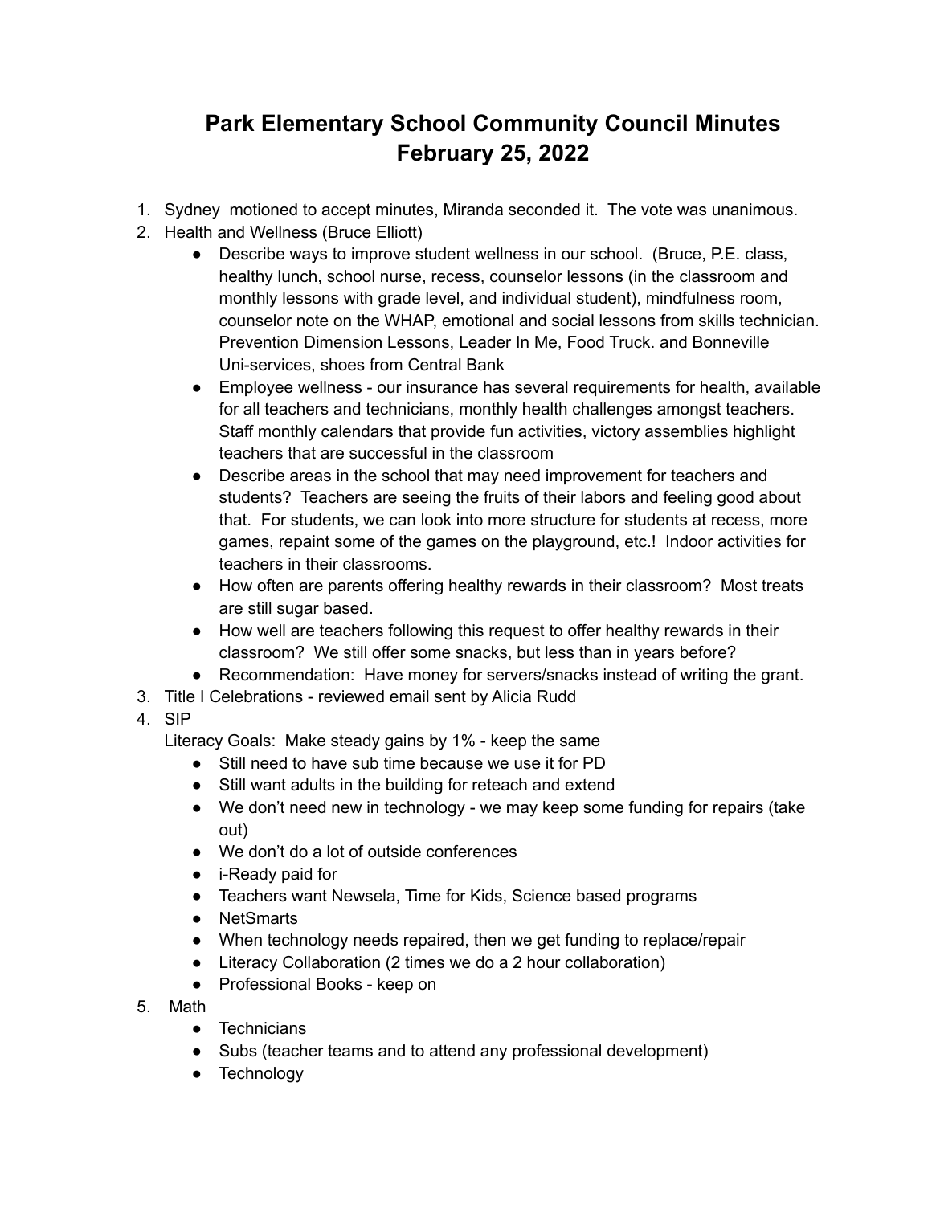# Park Elementary School Community Council Minutes
# February 25, 2022

1. Sydney motioned to accept minutes, Miranda seconded it. The vote was unanimous.
2. Health and Wellness (Bruce Elliott)
    - Describe ways to improve student wellness in our school. (Bruce, P.E. class, healthy lunch, school nurse, recess, counselor lessons (in the classroom and monthly lessons with grade level, and individual student), mindfulness room, counselor note on the WHAP, emotional and social lessons from skills technician. Prevention Dimension Lessons, Leader In Me, Food Truck. and Bonneville Uni-services, shoes from Central Bank
    - Employee wellness - our insurance has several requirements for health, available for all teachers and technicians, monthly health challenges amongst teachers. Staff monthly calendars that provide fun activities, victory assemblies highlight teachers that are successful in the classroom
    - Describe areas in the school that may need improvement for teachers and students? Teachers are seeing the fruits of their labors and feeling good about that. For students, we can look into more structure for students at recess, more games, repaint some of the games on the playground, etc.! Indoor activities for teachers in their classrooms.
    - How often are parents offering healthy rewards in their classroom? Most treats are still sugar based.
    - How well are teachers following this request to offer healthy rewards in their classroom? We still offer some snacks, but less than in years before?
    - Recommendation: Have money for servers/snacks instead of writing the grant.
3. Title I Celebrations - reviewed email sent by Alicia Rudd
4. SIP

   Literacy Goals: Make steady gains by 1% - keep the same
    - Still need to have sub time because we use it for PD
    - Still want adults in the building for reteach and extend
    - We don't need new in technology - we may keep some funding for repairs (take out)
    - We don't do a lot of outside conferences
    - i-Ready paid for
    - Teachers want Newsela, Time for Kids, Science based programs
    - NetSmarts
    - When technology needs repaired, then we get funding to replace/repair
    - Literacy Collaboration (2 times we do a 2 hour collaboration)
    - Professional Books - keep on
5. Math
    - Technicians
    - Subs (teacher teams and to attend any professional development)
    - Technology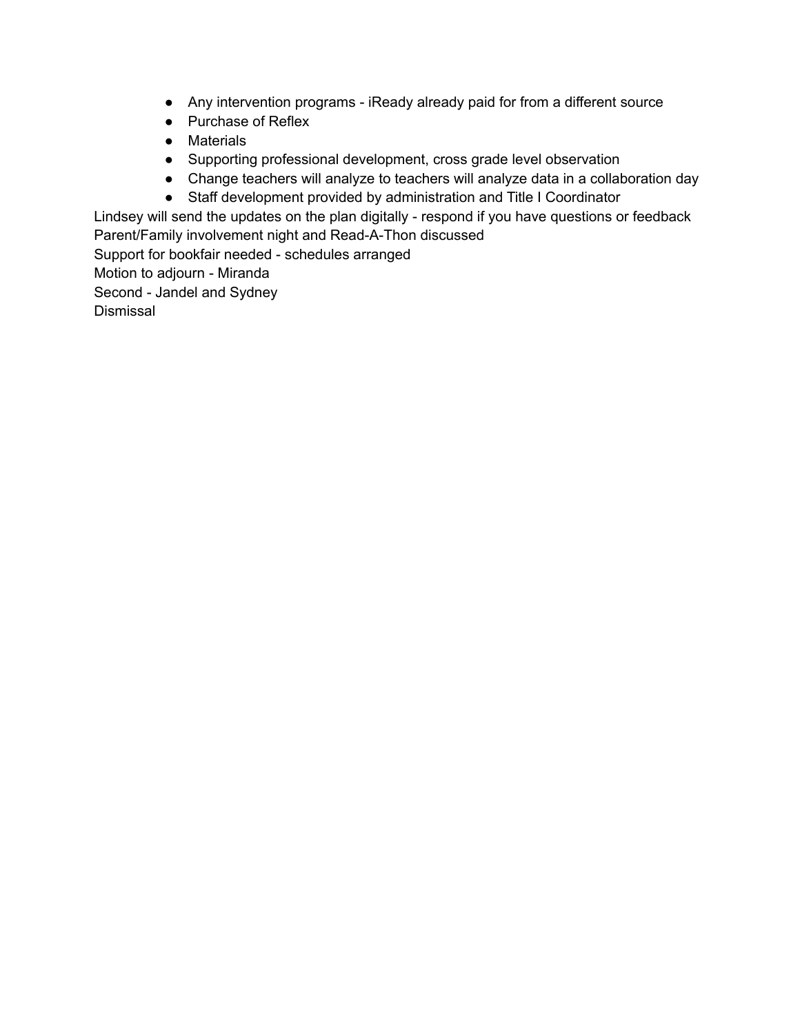- Any intervention programs - iReady already paid for from a different source
- Purchase of Reflex
- Materials
- Supporting professional development, cross grade level observation
- Change teachers will analyze to teachers will analyze data in a collaboration day
- Staff development provided by administration and Title I Coordinator

Lindsey will send the updates on the plan digitally - respond if you have questions or feedback
Parent/Family involvement night and Read-A-Thon discussed
Support for bookfair needed - schedules arranged
Motion to adjourn - Miranda
Second - Jandel and Sydney
Dismissal